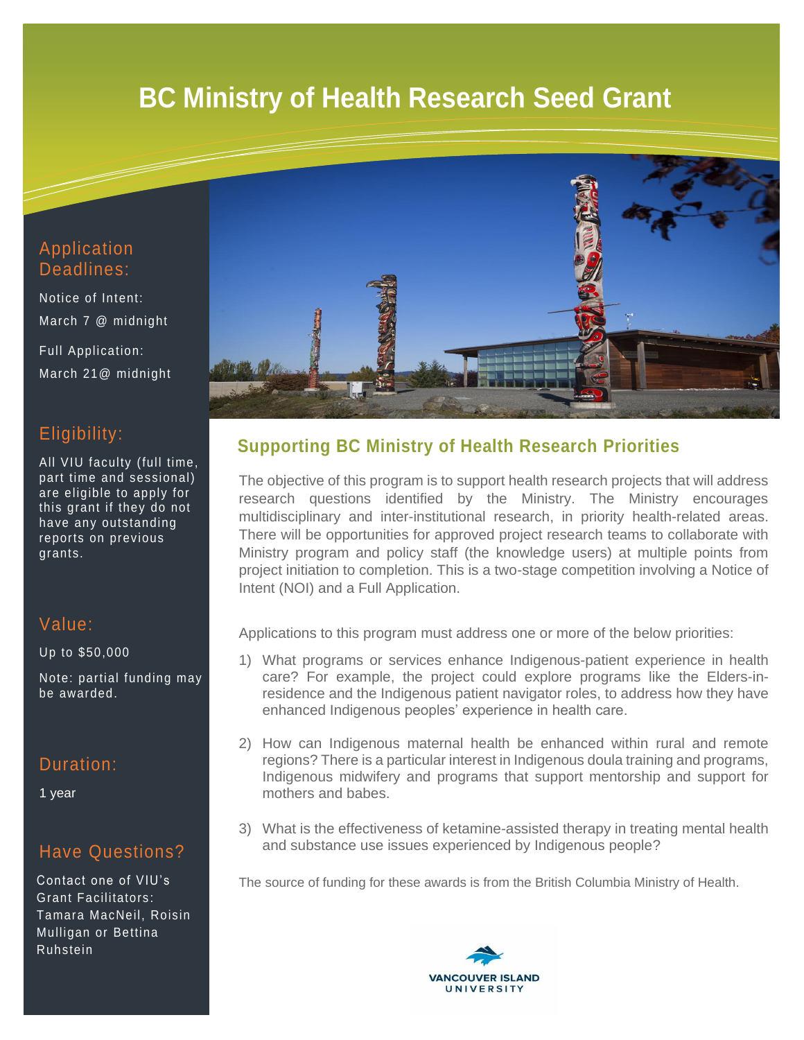# BC Ministry of Health Research Seed Grant

## Application Deadlines:

Notice of Intent:
March 7 @ midnight

Full Application:
March 21@ midnight

## Eligibility:

All VIU faculty (full time, part time and sessional) are eligible to apply for this grant if they do not have any outstanding reports on previous grants.

## Value:

Up to $50,000

Note: partial funding may be awarded.

## Duration:

1 year

## Have Questions?

Contact one of VIU's Grant Facilitators: Tamara MacNeil, Roisin Mulligan or Bettina Ruhstein

## Supporting BC Ministry of Health Research Priorities

The objective of this program is to support health research projects that will address research questions identified by the Ministry. The Ministry encourages multidisciplinary and inter-institutional research, in priority health-related areas. There will be opportunities for approved project research teams to collaborate with Ministry program and policy staff (the knowledge users) at multiple points from project initiation to completion. This is a two-stage competition involving a Notice of Intent (NOI) and a Full Application.

Applications to this program must address one or more of the below priorities:

1) What programs or services enhance Indigenous-patient experience in health care? For example, the project could explore programs like the Elders-in-residence and the Indigenous patient navigator roles, to address how they have enhanced Indigenous peoples' experience in health care.

2) How can Indigenous maternal health be enhanced within rural and remote regions? There is a particular interest in Indigenous doula training and programs, Indigenous midwifery and programs that support mentorship and support for mothers and babes.

3) What is the effectiveness of ketamine-assisted therapy in treating mental health and substance use issues experienced by Indigenous people?

The source of funding for these awards is from the British Columbia Ministry of Health.

VANCOUVER ISLAND UNIVERSITY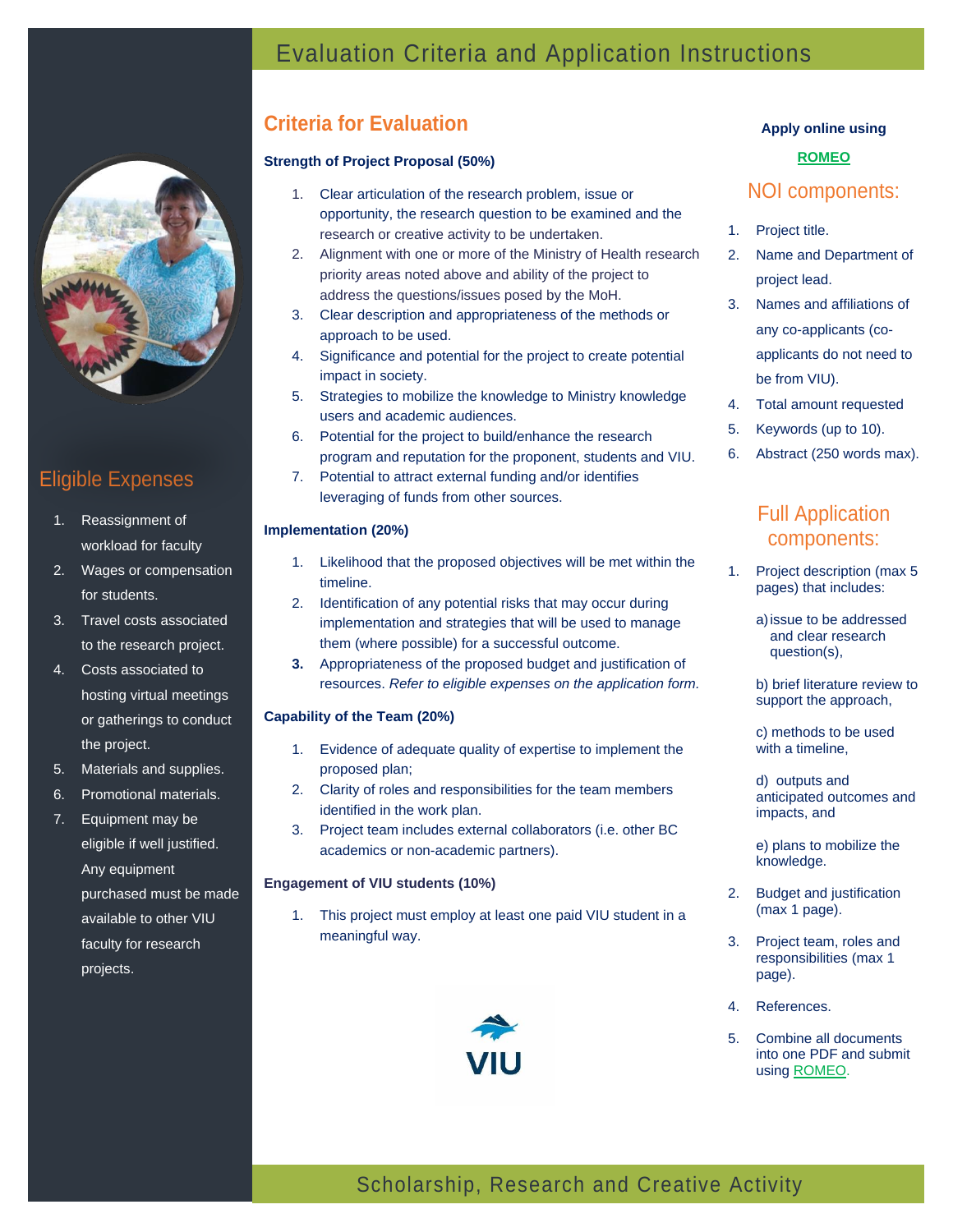# Evaluation Criteria and Application Instructions

## Criteria for Evaluation

**Strength of Project Proposal (50%)**

1. Clear articulation of the research problem, issue or opportunity, the research question to be examined and the research or creative activity to be undertaken.
2. Alignment with one or more of the Ministry of Health research priority areas noted above and ability of the project to address the questions/issues posed by the MoH.
3. Clear description and appropriateness of the methods or approach to be used.
4. Significance and potential for the project to create potential impact in society.
5. Strategies to mobilize the knowledge to Ministry knowledge users and academic audiences.
6. Potential for the project to build/enhance the research program and reputation for the proponent, students and VIU.
7. Potential to attract external funding and/or identifies leveraging of funds from other sources.

**Implementation (20%)**

1. Likelihood that the proposed objectives will be met within the timeline.
2. Identification of any potential risks that may occur during implementation and strategies that will be used to manage them (where possible) for a successful outcome.
3. Appropriateness of the proposed budget and justification of resources. *Refer to eligible expenses on the application form.*

**Capability of the Team (20%)**

1. Evidence of adequate quality of expertise to implement the proposed plan;
2. Clarity of roles and responsibilities for the team members identified in the work plan.
3. Project team includes external collaborators (i.e. other BC academics or non-academic partners).

**Engagement of VIU students (10%)**

1. This project must employ at least one paid VIU student in a meaningful way.

## Eligible Expenses

1. Reassignment of workload for faculty
2. Wages or compensation for students.
3. Travel costs associated to the research project.
4. Costs associated to hosting virtual meetings or gatherings to conduct the project.
5. Materials and supplies.
6. Promotional materials.
7. Equipment may be eligible if well justified. Any equipment purchased must be made available to other VIU faculty for research projects.

**Apply online using**

**ROMEO**

## NOI components:

1. Project title.
2. Name and Department of project lead.
3. Names and affiliations of any co-applicants (co-applicants do not need to be from VIU).
4. Total amount requested
5. Keywords (up to 10).
6. Abstract (250 words max).

## Full Application components:

1. Project description (max 5 pages) that includes:

   a) issue to be addressed and clear research question(s),

   b) brief literature review to support the approach,

   c) methods to be used with a timeline,

   d) outputs and anticipated outcomes and impacts, and

   e) plans to mobilize the knowledge.

2. Budget and justification (max 1 page).
3. Project team, roles and responsibilities (max 1 page).
4. References.
5. Combine all documents into one PDF and submit using ROMEO.

VIU

Scholarship, Research and Creative Activity